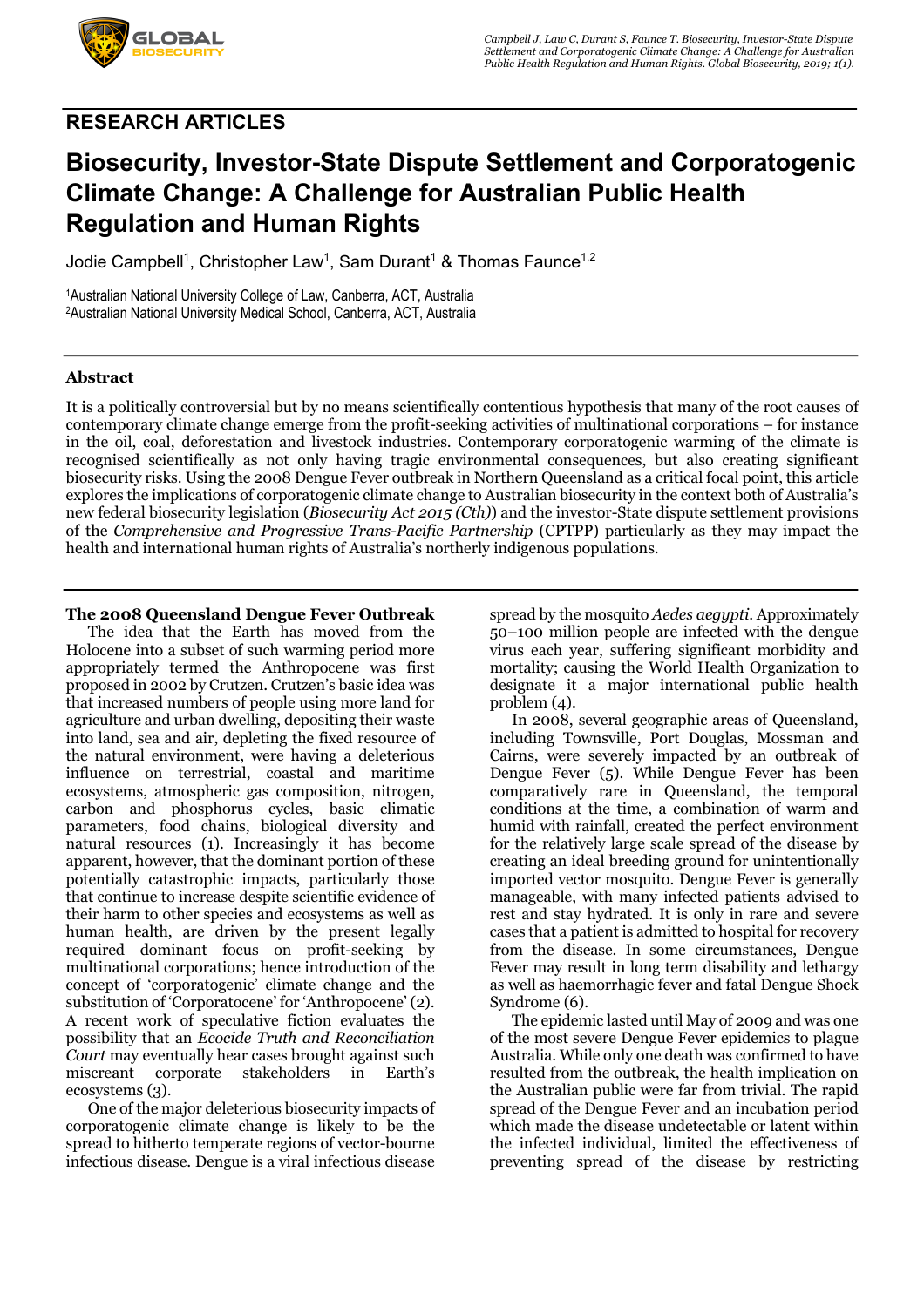## RESEARCH ARTICLES

# Biosecurity, Investor-State Dispute Settlement and Corporatogenic Climate Change: A Challenge for Australian Public Health Regulation and Human Rights

Jodie Campbell[1], Christopher Law[1], Sam Durant[1] & Thomas Faunce[1,2]

[1]Australian National University College of Law, Canberra, ACT, Australia
[2]Australian National University Medical School, Canberra, ACT, Australia

### Abstract

It is a politically controversial but by no means scientifically contentious hypothesis that many of the root causes of contemporary climate change emerge from the profit-seeking activities of multinational corporations – for instance in the oil, coal, deforestation and livestock industries. Contemporary corporatogenic warming of the climate is recognised scientifically as not only having tragic environmental consequences, but also creating significant biosecurity risks. Using the 2008 Dengue Fever outbreak in Northern Queensland as a critical focal point, this article explores the implications of corporatogenic climate change to Australian biosecurity in the context both of Australia's new federal biosecurity legislation (*Biosecurity Act 2015 (Cth)*) and the investor-State dispute settlement provisions of the *Comprehensive and Progressive Trans-Pacific Partnership* (CPTPP) particularly as they may impact the health and international human rights of Australia's northerly indigenous populations.

## The 2008 Queensland Dengue Fever Outbreak

The idea that the Earth has moved from the Holocene into a subset of such warming period more appropriately termed the Anthropocene was first proposed in 2002 by Crutzen. Crutzen's basic idea was that increased numbers of people using more land for agriculture and urban dwelling, depositing their waste into land, sea and air, depleting the fixed resource of the natural environment, were having a deleterious influence on terrestrial, coastal and maritime ecosystems, atmospheric gas composition, nitrogen, carbon and phosphorus cycles, basic climatic parameters, food chains, biological diversity and natural resources (1). Increasingly it has become apparent, however, that the dominant portion of these potentially catastrophic impacts, particularly those that continue to increase despite scientific evidence of their harm to other species and ecosystems as well as human health, are driven by the present legally required dominant focus on profit-seeking by multinational corporations; hence introduction of the concept of 'corporatogenic' climate change and the substitution of 'Corporatocene' for 'Anthropocene' (2). A recent work of speculative fiction evaluates the possibility that an *Ecocide Truth and Reconciliation Court* may eventually hear cases brought against such miscreant corporate stakeholders in Earth's ecosystems (3).

One of the major deleterious biosecurity impacts of corporatogenic climate change is likely to be the spread to hitherto temperate regions of vector-bourne infectious disease. Dengue is a viral infectious disease spread by the mosquito *Aedes aegypti*. Approximately 50–100 million people are infected with the dengue virus each year, suffering significant morbidity and mortality; causing the World Health Organization to designate it a major international public health problem (4).

In 2008, several geographic areas of Queensland, including Townsville, Port Douglas, Mossman and Cairns, were severely impacted by an outbreak of Dengue Fever (5). While Dengue Fever has been comparatively rare in Queensland, the temporal conditions at the time, a combination of warm and humid with rainfall, created the perfect environment for the relatively large scale spread of the disease by creating an ideal breeding ground for unintentionally imported vector mosquito. Dengue Fever is generally manageable, with many infected patients advised to rest and stay hydrated. It is only in rare and severe cases that a patient is admitted to hospital for recovery from the disease. In some circumstances, Dengue Fever may result in long term disability and lethargy as well as haemorrhagic fever and fatal Dengue Shock Syndrome (6).

The epidemic lasted until May of 2009 and was one of the most severe Dengue Fever epidemics to plague Australia. While only one death was confirmed to have resulted from the outbreak, the health implication on the Australian public were far from trivial. The rapid spread of the Dengue Fever and an incubation period which made the disease undetectable or latent within the infected individual, limited the effectiveness of preventing spread of the disease by restricting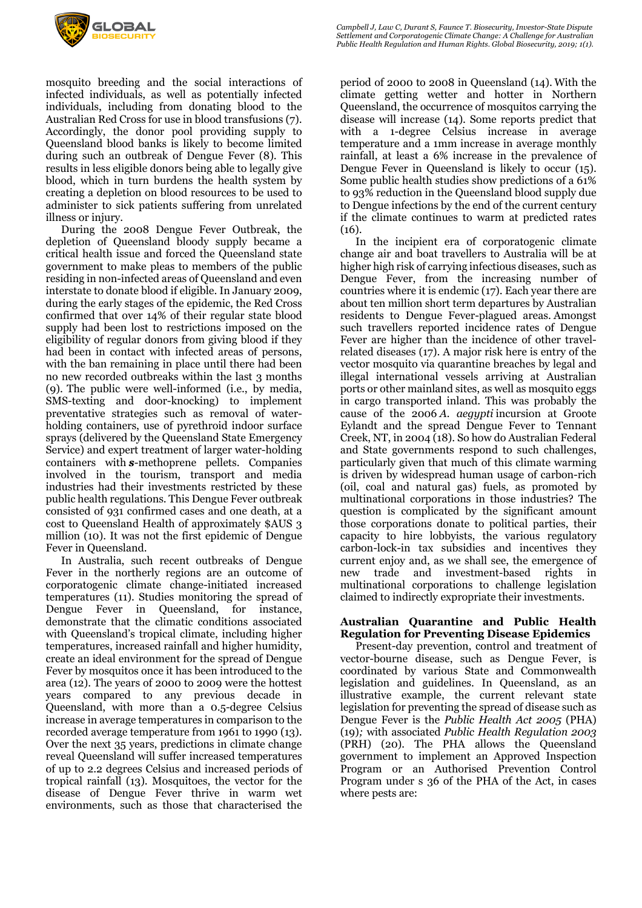mosquito breeding and the social interactions of infected individuals, as well as potentially infected individuals, including from donating blood to the Australian Red Cross for use in blood transfusions (7). Accordingly, the donor pool providing supply to Queensland blood banks is likely to become limited during such an outbreak of Dengue Fever (8). This results in less eligible donors being able to legally give blood, which in turn burdens the health system by creating a depletion on blood resources to be used to administer to sick patients suffering from unrelated illness or injury.

During the 2008 Dengue Fever Outbreak, the depletion of Queensland bloody supply became a critical health issue and forced the Queensland state government to make pleas to members of the public residing in non-infected areas of Queensland and even interstate to donate blood if eligible. In January 2009, during the early stages of the epidemic, the Red Cross confirmed that over 14% of their regular state blood supply had been lost to restrictions imposed on the eligibility of regular donors from giving blood if they had been in contact with infected areas of persons, with the ban remaining in place until there had been no new recorded outbreaks within the last 3 months (9). The public were well-informed (i.e., by media, SMS-texting and door-knocking) to implement preventative strategies such as removal of water-holding containers, use of pyrethroid indoor surface sprays (delivered by the Queensland State Emergency Service) and expert treatment of larger water-holding containers with ***s***-methoprene pellets. Companies involved in the tourism, transport and media industries had their investments restricted by these public health regulations. This Dengue Fever outbreak consisted of 931 confirmed cases and one death, at a cost to Queensland Health of approximately $AUS 3 million (10). It was not the first epidemic of Dengue Fever in Queensland.

In Australia, such recent outbreaks of Dengue Fever in the northerly regions are an outcome of corporatogenic climate change-initiated increased temperatures (11). Studies monitoring the spread of Dengue Fever in Queensland, for instance, demonstrate that the climatic conditions associated with Queensland's tropical climate, including higher temperatures, increased rainfall and higher humidity, create an ideal environment for the spread of Dengue Fever by mosquitos once it has been introduced to the area (12). The years of 2000 to 2009 were the hottest years compared to any previous decade in Queensland, with more than a 0.5-degree Celsius increase in average temperatures in comparison to the recorded average temperature from 1961 to 1990 (13). Over the next 35 years, predictions in climate change reveal Queensland will suffer increased temperatures of up to 2.2 degrees Celsius and increased periods of tropical rainfall (13). Mosquitoes, the vector for the disease of Dengue Fever thrive in warm wet environments, such as those that characterised the period of 2000 to 2008 in Queensland (14). With the climate getting wetter and hotter in Northern Queensland, the occurrence of mosquitos carrying the disease will increase (14). Some reports predict that with a 1-degree Celsius increase in average temperature and a 1mm increase in average monthly rainfall, at least a 6% increase in the prevalence of Dengue Fever in Queensland is likely to occur (15). Some public health studies show predictions of a 61% to 93% reduction in the Queensland blood supply due to Dengue infections by the end of the current century if the climate continues to warm at predicted rates (16).

In the incipient era of corporatogenic climate change air and boat travellers to Australia will be at higher high risk of carrying infectious diseases, such as Dengue Fever, from the increasing number of countries where it is endemic (17). Each year there are about ten million short term departures by Australian residents to Dengue Fever-plagued areas. Amongst such travellers reported incidence rates of Dengue Fever are higher than the incidence of other travel-related diseases (17). A major risk here is entry of the vector mosquito via quarantine breaches by legal and illegal international vessels arriving at Australian ports or other mainland sites, as well as mosquito eggs in cargo transported inland. This was probably the cause of the 2006 *A. aegypti* incursion at Groote Eylandt and the spread Dengue Fever to Tennant Creek, NT, in 2004 (18). So how do Australian Federal and State governments respond to such challenges, particularly given that much of this climate warming is driven by widespread human usage of carbon-rich (oil, coal and natural gas) fuels, as promoted by multinational corporations in those industries? The question is complicated by the significant amount those corporations donate to political parties, their capacity to hire lobbyists, the various regulatory carbon-lock-in tax subsidies and incentives they current enjoy and, as we shall see, the emergence of new trade and investment-based rights in multinational corporations to challenge legislation claimed to indirectly expropriate their investments.

## Australian Quarantine and Public Health Regulation for Preventing Disease Epidemics

Present-day prevention, control and treatment of vector-bourne disease, such as Dengue Fever, is coordinated by various State and Commonwealth legislation and guidelines. In Queensland, as an illustrative example, the current relevant state legislation for preventing the spread of disease such as Dengue Fever is the *Public Health Act 2005* (PHA) (19)*;* with associated *Public Health Regulation 2003* (PRH) (20). The PHA allows the Queensland government to implement an Approved Inspection Program or an Authorised Prevention Control Program under s 36 of the PHA of the Act, in cases where pests are: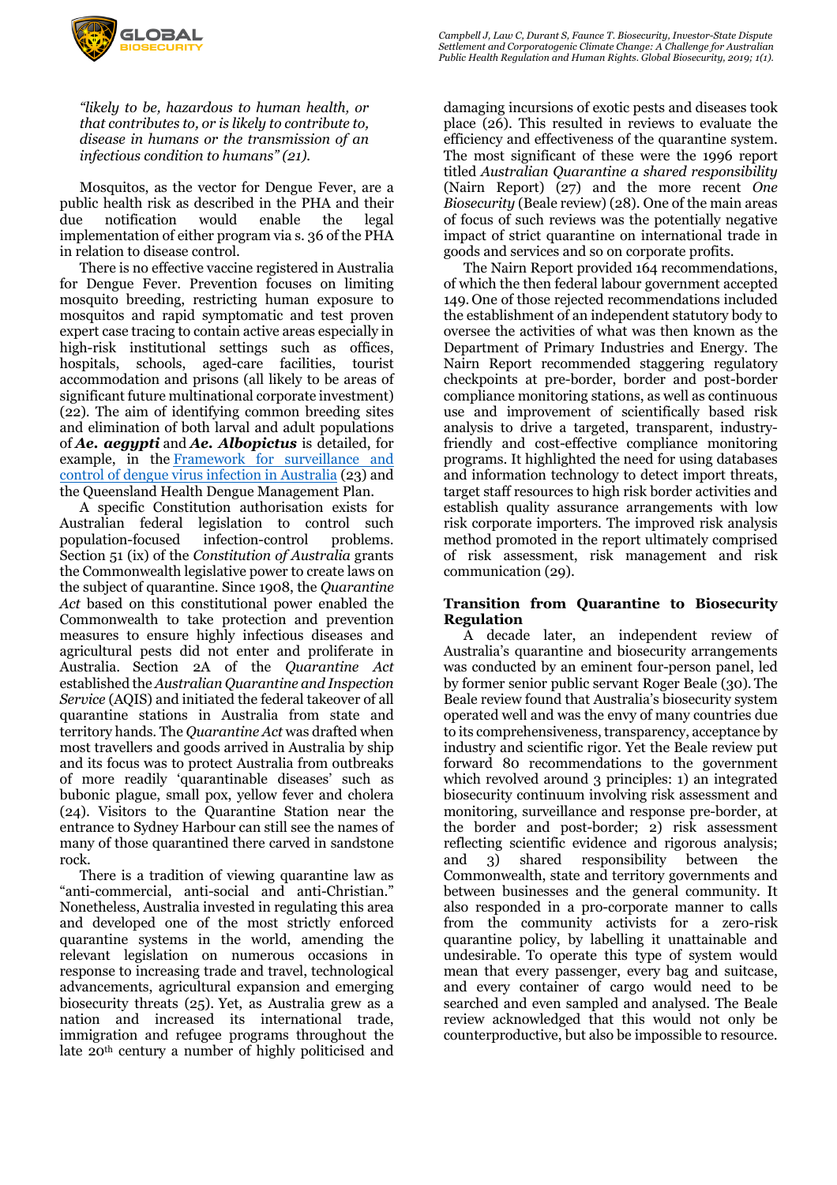*"likely to be, hazardous to human health, or that contributes to, or is likely to contribute to, disease in humans or the transmission of an infectious condition to humans" (21).*

Mosquitos, as the vector for Dengue Fever, are a public health risk as described in the PHA and their due notification would enable the legal implementation of either program via s. 36 of the PHA in relation to disease control.

There is no effective vaccine registered in Australia for Dengue Fever. Prevention focuses on limiting mosquito breeding, restricting human exposure to mosquitos and rapid symptomatic and test proven expert case tracing to contain active areas especially in high-risk institutional settings such as offices, hospitals, schools, aged-care facilities, tourist accommodation and prisons (all likely to be areas of significant future multinational corporate investment) (22). The aim of identifying common breeding sites and elimination of both larval and adult populations of ***Ae. aegypti*** and ***Ae. Albopictus*** is detailed, for example, in the [Framework for surveillance and control of dengue virus infection in Australia](#) (23) and the Queensland Health Dengue Management Plan.

A specific Constitution authorisation exists for Australian federal legislation to control such population-focused infection-control problems. Section 51 (ix) of the *Constitution of Australia* grants the Commonwealth legislative power to create laws on the subject of quarantine. Since 1908, the *Quarantine Act* based on this constitutional power enabled the Commonwealth to take protection and prevention measures to ensure highly infectious diseases and agricultural pests did not enter and proliferate in Australia. Section 2A of the *Quarantine Act* established the *Australian Quarantine and Inspection Service* (AQIS) and initiated the federal takeover of all quarantine stations in Australia from state and territory hands. The *Quarantine Act* was drafted when most travellers and goods arrived in Australia by ship and its focus was to protect Australia from outbreaks of more readily 'quarantinable diseases' such as bubonic plague, small pox, yellow fever and cholera (24). Visitors to the Quarantine Station near the entrance to Sydney Harbour can still see the names of many of those quarantined there carved in sandstone rock.

There is a tradition of viewing quarantine law as "anti-commercial, anti-social and anti-Christian." Nonetheless, Australia invested in regulating this area and developed one of the most strictly enforced quarantine systems in the world, amending the relevant legislation on numerous occasions in response to increasing trade and travel, technological advancements, agricultural expansion and emerging biosecurity threats (25). Yet, as Australia grew as a nation and increased its international trade, immigration and refugee programs throughout the late 20th century a number of highly politicised and damaging incursions of exotic pests and diseases took place (26). This resulted in reviews to evaluate the efficiency and effectiveness of the quarantine system. The most significant of these were the 1996 report titled *Australian Quarantine a shared responsibility* (Nairn Report) (27) and the more recent *One Biosecurity* (Beale review) (28). One of the main areas of focus of such reviews was the potentially negative impact of strict quarantine on international trade in goods and services and so on corporate profits.

The Nairn Report provided 164 recommendations, of which the then federal labour government accepted 149. One of those rejected recommendations included the establishment of an independent statutory body to oversee the activities of what was then known as the Department of Primary Industries and Energy. The Nairn Report recommended staggering regulatory checkpoints at pre-border, border and post-border compliance monitoring stations, as well as continuous use and improvement of scientifically based risk analysis to drive a targeted, transparent, industry-friendly and cost-effective compliance monitoring programs. It highlighted the need for using databases and information technology to detect import threats, target staff resources to high risk border activities and establish quality assurance arrangements with low risk corporate importers. The improved risk analysis method promoted in the report ultimately comprised of risk assessment, risk management and risk communication (29).

## Transition from Quarantine to Biosecurity Regulation

A decade later, an independent review of Australia's quarantine and biosecurity arrangements was conducted by an eminent four-person panel, led by former senior public servant Roger Beale (30). The Beale review found that Australia's biosecurity system operated well and was the envy of many countries due to its comprehensiveness, transparency, acceptance by industry and scientific rigor. Yet the Beale review put forward 80 recommendations to the government which revolved around 3 principles: 1) an integrated biosecurity continuum involving risk assessment and monitoring, surveillance and response pre-border, at the border and post-border; 2) risk assessment reflecting scientific evidence and rigorous analysis; and 3) shared responsibility between the Commonwealth, state and territory governments and between businesses and the general community. It also responded in a pro-corporate manner to calls from the community activists for a zero-risk quarantine policy, by labelling it unattainable and undesirable. To operate this type of system would mean that every passenger, every bag and suitcase, and every container of cargo would need to be searched and even sampled and analysed. The Beale review acknowledged that this would not only be counterproductive, but also be impossible to resource.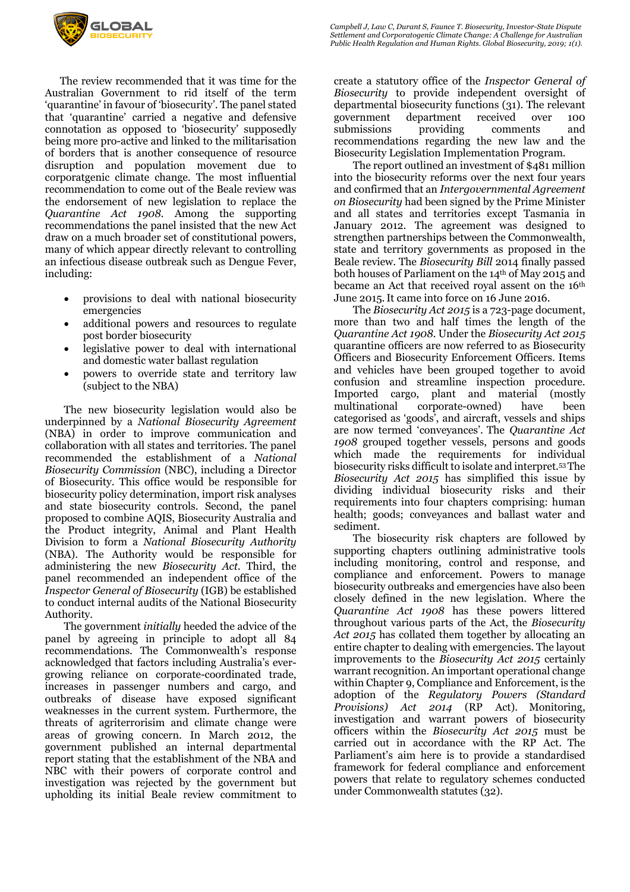The review recommended that it was time for the Australian Government to rid itself of the term 'quarantine' in favour of 'biosecurity'. The panel stated that 'quarantine' carried a negative and defensive connotation as opposed to 'biosecurity' supposedly being more pro-active and linked to the militarisation of borders that is another consequence of resource disruption and population movement due to corporatgenic climate change. The most influential recommendation to come out of the Beale review was the endorsement of new legislation to replace the *Quarantine Act 1908*. Among the supporting recommendations the panel insisted that the new Act draw on a much broader set of constitutional powers, many of which appear directly relevant to controlling an infectious disease outbreak such as Dengue Fever, including:

- provisions to deal with national biosecurity emergencies
- additional powers and resources to regulate post border biosecurity
- legislative power to deal with international and domestic water ballast regulation
- powers to override state and territory law (subject to the NBA)

The new biosecurity legislation would also be underpinned by a *National Biosecurity Agreement* (NBA) in order to improve communication and collaboration with all states and territories. The panel recommended the establishment of a *National Biosecurity Commission* (NBC), including a Director of Biosecurity. This office would be responsible for biosecurity policy determination, import risk analyses and state biosecurity controls. Second, the panel proposed to combine AQIS, Biosecurity Australia and the Product integrity, Animal and Plant Health Division to form a *National Biosecurity Authority* (NBA). The Authority would be responsible for administering the new *Biosecurity Act*. Third, the panel recommended an independent office of the *Inspector General of Biosecurity* (IGB) be established to conduct internal audits of the National Biosecurity Authority.

The government *initially* heeded the advice of the panel by agreeing in principle to adopt all 84 recommendations. The Commonwealth's response acknowledged that factors including Australia's ever-growing reliance on corporate-coordinated trade, increases in passenger numbers and cargo, and outbreaks of disease have exposed significant weaknesses in the current system. Furthermore, the threats of agriterrorisim and climate change were areas of growing concern. In March 2012, the government published an internal departmental report stating that the establishment of the NBA and NBC with their powers of corporate control and investigation was rejected by the government but upholding its initial Beale review commitment to create a statutory office of the *Inspector General of Biosecurity* to provide independent oversight of departmental biosecurity functions (31). The relevant government department received over 100 submissions providing comments and recommendations regarding the new law and the Biosecurity Legislation Implementation Program.

The report outlined an investment of $481 million into the biosecurity reforms over the next four years and confirmed that an *Intergovernmental Agreement on Biosecurity* had been signed by the Prime Minister and all states and territories except Tasmania in January 2012. The agreement was designed to strengthen partnerships between the Commonwealth, state and territory governments as proposed in the Beale review. The *Biosecurity Bill* 2014 finally passed both houses of Parliament on the 14th of May 2015 and became an Act that received royal assent on the 16th June 2015. It came into force on 16 June 2016.

The *Biosecurity Act 2015* is a 723-page document, more than two and half times the length of the *Quarantine Act 1908*. Under the *Biosecurity Act 2015* quarantine officers are now referred to as Biosecurity Officers and Biosecurity Enforcement Officers. Items and vehicles have been grouped together to avoid confusion and streamline inspection procedure. Imported cargo, plant and material (mostly multinational corporate-owned) have been categorised as 'goods', and aircraft, vessels and ships are now termed 'conveyances'. The *Quarantine Act 1908* grouped together vessels, persons and goods which made the requirements for individual biosecurity risks difficult to isolate and interpret.[53] The *Biosecurity Act 2015* has simplified this issue by dividing individual biosecurity risks and their requirements into four chapters comprising: human health; goods; conveyances and ballast water and sediment.

The biosecurity risk chapters are followed by supporting chapters outlining administrative tools including monitoring, control and response, and compliance and enforcement. Powers to manage biosecurity outbreaks and emergencies have also been closely defined in the new legislation. Where the *Quarantine Act 1908* has these powers littered throughout various parts of the Act, the *Biosecurity Act 2015* has collated them together by allocating an entire chapter to dealing with emergencies. The layout improvements to the *Biosecurity Act 2015* certainly warrant recognition. An important operational change within Chapter 9, Compliance and Enforcement, is the adoption of the *Regulatory Powers (Standard Provisions) Act 2014* (RP Act). Monitoring, investigation and warrant powers of biosecurity officers within the *Biosecurity Act 2015* must be carried out in accordance with the RP Act. The Parliament's aim here is to provide a standardised framework for federal compliance and enforcement powers that relate to regulatory schemes conducted under Commonwealth statutes (32).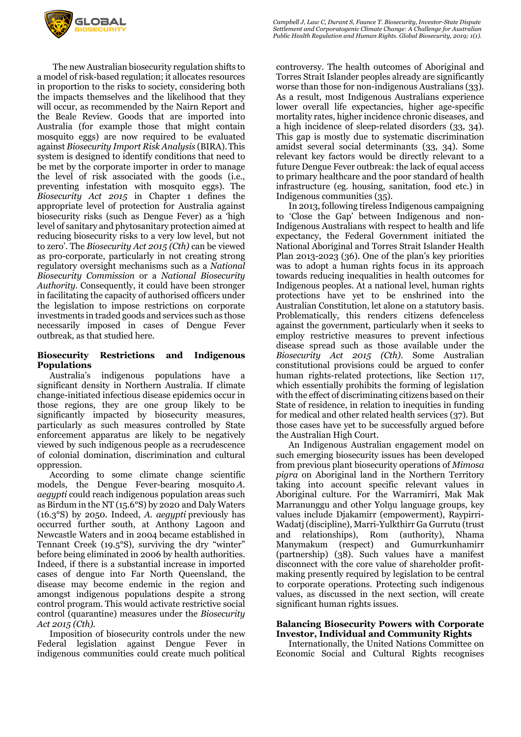The new Australian biosecurity regulation shifts to a model of risk-based regulation; it allocates resources in proportion to the risks to society, considering both the impacts themselves and the likelihood that they will occur, as recommended by the Nairn Report and the Beale Review. Goods that are imported into Australia (for example those that might contain mosquito eggs) are now required to be evaluated against *Biosecurity Import Risk Analysis* (BIRA). This system is designed to identify conditions that need to be met by the corporate importer in order to manage the level of risk associated with the goods (i.e., preventing infestation with mosquito eggs). The *Biosecurity Act 2015* in Chapter 1 defines the appropriate level of protection for Australia against biosecurity risks (such as Dengue Fever) as a 'high level of sanitary and phytosanitary protection aimed at reducing biosecurity risks to a very low level, but not to zero'. The *Biosecurity Act 2015 (Cth)* can be viewed as pro-corporate, particularly in not creating strong regulatory oversight mechanisms such as a *National Biosecurity Commission* or a *National Biosecurity Authority*. Consequently, it could have been stronger in facilitating the capacity of authorised officers under the legislation to impose restrictions on corporate investments in traded goods and services such as those necessarily imposed in cases of Dengue Fever outbreak, as that studied here.

## Biosecurity Restrictions and Indigenous Populations

Australia's indigenous populations have a significant density in Northern Australia. If climate change-initiated infectious disease epidemics occur in those regions, they are one group likely to be significantly impacted by biosecurity measures, particularly as such measures controlled by State enforcement apparatus are likely to be negatively viewed by such indigenous people as a recrudescence of colonial domination, discrimination and cultural oppression.

According to some climate change scientific models, the Dengue Fever-bearing mosquito *A. aegypti* could reach indigenous population areas such as Birdum in the NT (15.6°S) by 2020 and Daly Waters (16.3°S) by 2050. Indeed, *A. aegypti* previously has occurred further south, at Anthony Lagoon and Newcastle Waters and in 2004 became established in Tennant Creek (19.5°S), surviving the dry "winter" before being eliminated in 2006 by health authorities. Indeed, if there is a substantial increase in imported cases of dengue into Far North Queensland, the disease may become endemic in the region and amongst indigenous populations despite a strong control program. This would activate restrictive social control (quarantine) measures under the *Biosecurity Act 2015 (Cth)*.

Imposition of biosecurity controls under the new Federal legislation against Dengue Fever in indigenous communities could create much political controversy. The health outcomes of Aboriginal and Torres Strait Islander peoples already are significantly worse than those for non-indigenous Australians (33). As a result, most Indigenous Australians experience lower overall life expectancies, higher age-specific mortality rates, higher incidence chronic diseases, and a high incidence of sleep-related disorders (33, 34). This gap is mostly due to systematic discrimination amidst several social determinants (33, 34). Some relevant key factors would be directly relevant to a future Dengue Fever outbreak: the lack of equal access to primary healthcare and the poor standard of health infrastructure (eg. housing, sanitation, food etc.) in Indigenous communities (35).

In 2013, following tireless Indigenous campaigning to 'Close the Gap' between Indigenous and non-Indigenous Australians with respect to health and life expectancy, the Federal Government initiated the National Aboriginal and Torres Strait Islander Health Plan 2013-2023 (36). One of the plan's key priorities was to adopt a human rights focus in its approach towards reducing inequalities in health outcomes for Indigenous peoples. At a national level, human rights protections have yet to be enshrined into the Australian Constitution, let alone on a statutory basis. Problematically, this renders citizens defenceless against the government, particularly when it seeks to employ restrictive measures to prevent infectious disease spread such as those available under the *Biosecurity Act 2015 (Cth)*. Some Australian constitutional provisions could be argued to confer human rights-related protections, like Section 117, which essentially prohibits the forming of legislation with the effect of discriminating citizens based on their State of residence, in relation to inequities in funding for medical and other related health services (37). But those cases have yet to be successfully argued before the Australian High Court.

An Indigenous Australian engagement model on such emerging biosecurity issues has been developed from previous plant biosecurity operations of *Mimosa pigra* on Aboriginal land in the Northern Territory taking into account specific relevant values in Aboriginal culture. For the Warramirri, Mak Mak Marranunggu and other Yolŋu language groups, key values include Djakamirr (empowerment), Raypirri-Wadatj (discipline), Marri-Yulkthirr Ga Gurrutu (trust and relationships), Rom (authority), Nhama Manymakum (respect) and Gumurrkunhamirr (partnership) (38). Such values have a manifest disconnect with the core value of shareholder profit-making presently required by legislation to be central to corporate operations. Protecting such indigenous values, as discussed in the next section, will create significant human rights issues.

## Balancing Biosecurity Powers with Corporate Investor, Individual and Community Rights

Internationally, the United Nations Committee on Economic Social and Cultural Rights recognises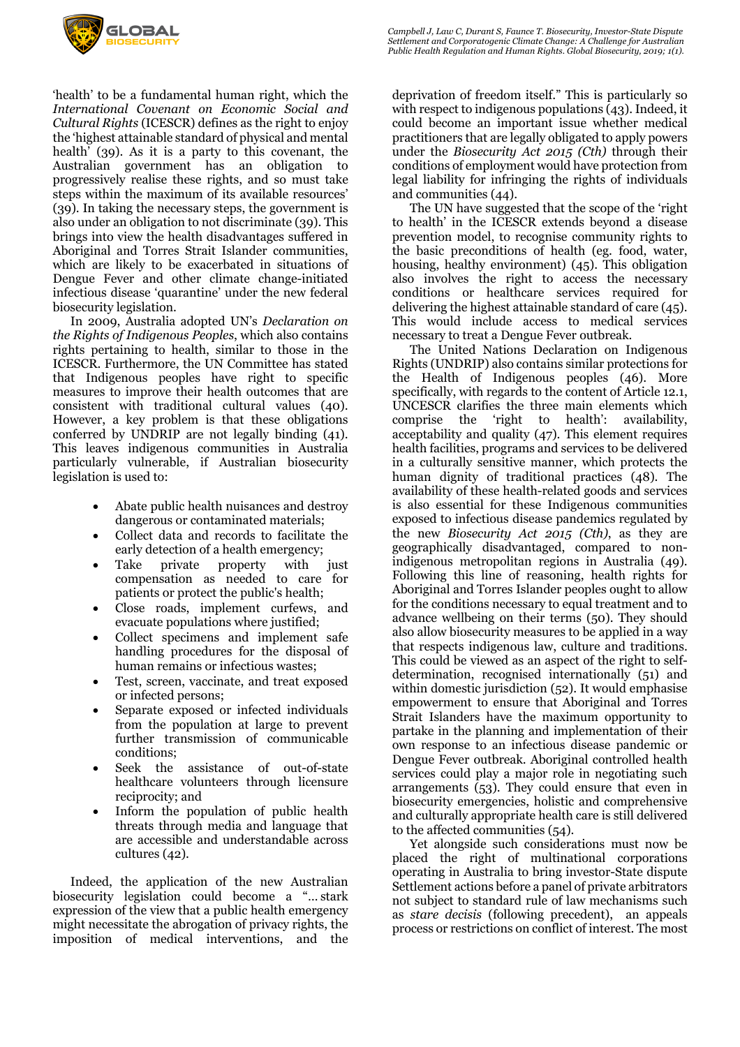'health' to be a fundamental human right, which the *International Covenant on Economic Social and Cultural Rights* (ICESCR) defines as the right to enjoy the 'highest attainable standard of physical and mental health' (39). As it is a party to this covenant, the Australian government has an obligation to progressively realise these rights, and so must take steps within the maximum of its available resources' (39). In taking the necessary steps, the government is also under an obligation to not discriminate (39). This brings into view the health disadvantages suffered in Aboriginal and Torres Strait Islander communities, which are likely to be exacerbated in situations of Dengue Fever and other climate change-initiated infectious disease 'quarantine' under the new federal biosecurity legislation.

In 2009, Australia adopted UN's *Declaration on the Rights of Indigenous Peoples*, which also contains rights pertaining to health, similar to those in the ICESCR. Furthermore, the UN Committee has stated that Indigenous peoples have right to specific measures to improve their health outcomes that are consistent with traditional cultural values (40). However, a key problem is that these obligations conferred by UNDRIP are not legally binding (41). This leaves indigenous communities in Australia particularly vulnerable, if Australian biosecurity legislation is used to:

- Abate public health nuisances and destroy dangerous or contaminated materials;
- Collect data and records to facilitate the early detection of a health emergency;
- Take private property with just compensation as needed to care for patients or protect the public's health;
- Close roads, implement curfews, and evacuate populations where justified;
- Collect specimens and implement safe handling procedures for the disposal of human remains or infectious wastes;
- Test, screen, vaccinate, and treat exposed or infected persons;
- Separate exposed or infected individuals from the population at large to prevent further transmission of communicable conditions;
- Seek the assistance of out-of-state healthcare volunteers through licensure reciprocity; and
- Inform the population of public health threats through media and language that are accessible and understandable across cultures (42).

Indeed, the application of the new Australian biosecurity legislation could become a "… stark expression of the view that a public health emergency might necessitate the abrogation of privacy rights, the imposition of medical interventions, and the deprivation of freedom itself." This is particularly so with respect to indigenous populations (43). Indeed, it could become an important issue whether medical practitioners that are legally obligated to apply powers under the *Biosecurity Act 2015 (Cth)* through their conditions of employment would have protection from legal liability for infringing the rights of individuals and communities (44).

The UN have suggested that the scope of the 'right to health' in the ICESCR extends beyond a disease prevention model, to recognise community rights to the basic preconditions of health (eg. food, water, housing, healthy environment) (45). This obligation also involves the right to access the necessary conditions or healthcare services required for delivering the highest attainable standard of care (45). This would include access to medical services necessary to treat a Dengue Fever outbreak.

The United Nations Declaration on Indigenous Rights (UNDRIP) also contains similar protections for the Health of Indigenous peoples (46). More specifically, with regards to the content of Article 12.1, UNCESCR clarifies the three main elements which comprise the 'right to health': availability, acceptability and quality (47). This element requires health facilities, programs and services to be delivered in a culturally sensitive manner, which protects the human dignity of traditional practices (48). The availability of these health-related goods and services is also essential for these Indigenous communities exposed to infectious disease pandemics regulated by the new *Biosecurity Act 2015 (Cth)*, as they are geographically disadvantaged, compared to non-indigenous metropolitan regions in Australia (49). Following this line of reasoning, health rights for Aboriginal and Torres Strait Islander peoples ought to allow for the conditions necessary to equal treatment and to advance wellbeing on their terms (50). They should also allow biosecurity measures to be applied in a way that respects indigenous law, culture and traditions. This could be viewed as an aspect of the right to self-determination, recognised internationally (51) and within domestic jurisdiction (52). It would emphasise empowerment to ensure that Aboriginal and Torres Strait Islanders have the maximum opportunity to partake in the planning and implementation of their own response to an infectious disease pandemic or Dengue Fever outbreak. Aboriginal controlled health services could play a major role in negotiating such arrangements (53). They could ensure that even in biosecurity emergencies, holistic and comprehensive and culturally appropriate health care is still delivered to the affected communities (54).

Yet alongside such considerations must now be placed the right of multinational corporations operating in Australia to bring investor-State dispute Settlement actions before a panel of private arbitrators not subject to standard rule of law mechanisms such as *stare decisis* (following precedent), an appeals process or restrictions on conflict of interest. The most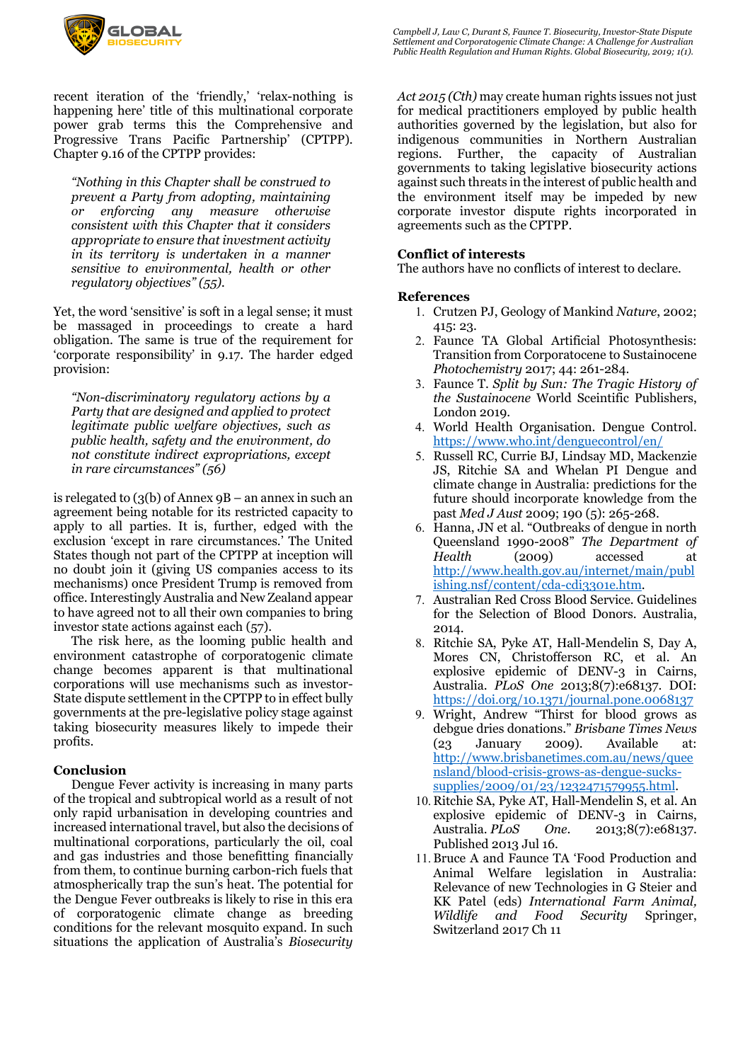recent iteration of the 'friendly,' 'relax-nothing is happening here' title of this multinational corporate power grab terms this the Comprehensive and Progressive Trans Pacific Partnership' (CPTPP). Chapter 9.16 of the CPTPP provides:

> *"Nothing in this Chapter shall be construed to prevent a Party from adopting, maintaining or enforcing any measure otherwise consistent with this Chapter that it considers appropriate to ensure that investment activity in its territory is undertaken in a manner sensitive to environmental, health or other regulatory objectives" (55).*

Yet, the word 'sensitive' is soft in a legal sense; it must be massaged in proceedings to create a hard obligation. The same is true of the requirement for 'corporate responsibility' in 9.17. The harder edged provision:

> *"Non-discriminatory regulatory actions by a Party that are designed and applied to protect legitimate public welfare objectives, such as public health, safety and the environment, do not constitute indirect expropriations, except in rare circumstances" (56)*

is relegated to (3(b) of Annex 9B – an annex in such an agreement being notable for its restricted capacity to apply to all parties. It is, further, edged with the exclusion 'except in rare circumstances.' The United States though not part of the CPTPP at inception will no doubt join it (giving US companies access to its mechanisms) once President Trump is removed from office. Interestingly Australia and New Zealand appear to have agreed not to all their own companies to bring investor state actions against each (57).

The risk here, as the looming public health and environment catastrophe of corporatogenic climate change becomes apparent is that multinational corporations will use mechanisms such as investor-State dispute settlement in the CPTPP to in effect bully governments at the pre-legislative policy stage against taking biosecurity measures likely to impede their profits.

## Conclusion

Dengue Fever activity is increasing in many parts of the tropical and subtropical world as a result of not only rapid urbanisation in developing countries and increased international travel, but also the decisions of multinational corporations, particularly the oil, coal and gas industries and those benefitting financially from them, to continue burning carbon-rich fuels that atmospherically trap the sun's heat. The potential for the Dengue Fever outbreaks is likely to rise in this era of corporatogenic climate change as breeding conditions for the relevant mosquito expand. In such situations the application of Australia's *Biosecurity Act 2015 (Cth)* may create human rights issues not just for medical practitioners employed by public health authorities governed by the legislation, but also for indigenous communities in Northern Australian regions. Further, the capacity of Australian governments to taking legislative biosecurity actions against such threats in the interest of public health and the environment itself may be impeded by new corporate investor dispute rights incorporated in agreements such as the CPTPP.

## Conflict of interests

The authors have no conflicts of interest to declare.

## References

1. Crutzen PJ, Geology of Mankind *Nature*, 2002; 415: 23.
2. Faunce TA Global Artificial Photosynthesis: Transition from Corporatocene to Sustainocene *Photochemistry* 2017; 44: 261-284.
3. Faunce T. *Split by Sun: The Tragic History of the Sustainocene* World Sceintific Publishers, London 2019.
4. World Health Organisation. Dengue Control. https://www.who.int/denguecontrol/en/
5. Russell RC, Currie BJ, Lindsay MD, Mackenzie JS, Ritchie SA and Whelan PI Dengue and climate change in Australia: predictions for the future should incorporate knowledge from the past *Med J Aust* 2009; 190 (5): 265-268.
6. Hanna, JN et al. "Outbreaks of dengue in north Queensland 1990-2008" *The Department of Health* (2009) accessed at http://www.health.gov.au/internet/main/publishing.nsf/content/cda-cdi3301e.htm.
7. Australian Red Cross Blood Service. Guidelines for the Selection of Blood Donors. Australia, 2014.
8. Ritchie SA, Pyke AT, Hall-Mendelin S, Day A, Mores CN, Christofferson RC, et al. An explosive epidemic of DENV-3 in Cairns, Australia. *PLoS One* 2013;8(7):e68137. DOI: https://doi.org/10.1371/journal.pone.0068137
9. Wright, Andrew "Thirst for blood grows as debgue dries donations." *Brisbane Times News* (23 January 2009). Available at: http://www.brisbanetimes.com.au/news/queensland/blood-crisis-grows-as-dengue-sucks-supplies/2009/01/23/1232471579955.html.
10. Ritchie SA, Pyke AT, Hall-Mendelin S, et al. An explosive epidemic of DENV-3 in Cairns, Australia. *PLoS One*. 2013;8(7):e68137. Published 2013 Jul 16.
11. Bruce A and Faunce TA 'Food Production and Animal Welfare legislation in Australia: Relevance of new Technologies in G Steier and KK Patel (eds) *International Farm Animal, Wildlife and Food Security* Springer, Switzerland 2017 Ch 11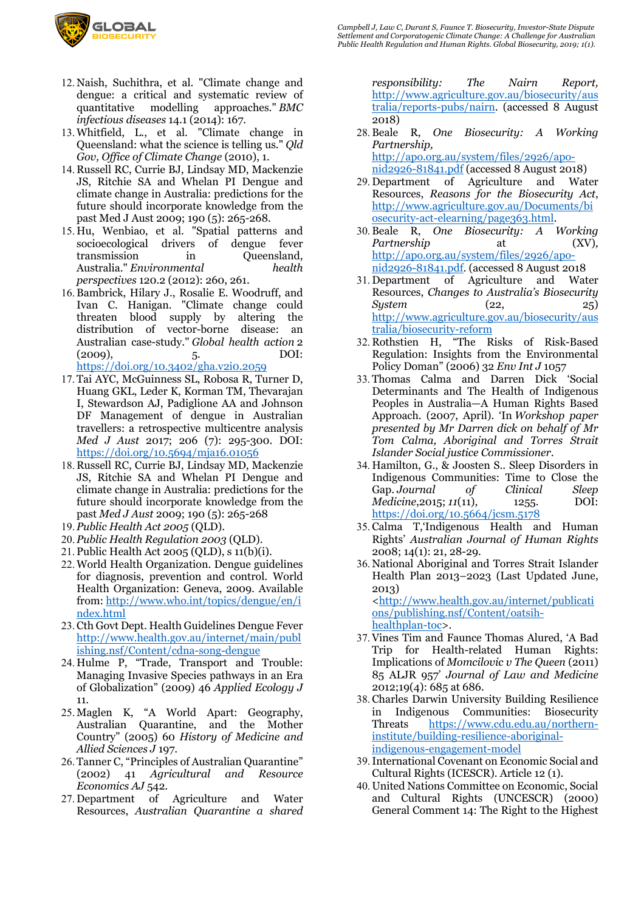12. Naish, Suchithra, et al. "Climate change and dengue: a critical and systematic review of quantitative modelling approaches." *BMC infectious diseases* 14.1 (2014): 167.
13. Whitfield, L., et al. "Climate change in Queensland: what the science is telling us." *Qld Gov, Office of Climate Change* (2010), 1.
14. Russell RC, Currie BJ, Lindsay MD, Mackenzie JS, Ritchie SA and Whelan PI Dengue and climate change in Australia: predictions for the future should incorporate knowledge from the past Med J Aust 2009; 190 (5): 265-268.
15. Hu, Wenbiao, et al. "Spatial patterns and socioecological drivers of dengue fever transmission in Queensland, Australia." *Environmental health perspectives* 120.2 (2012): 260, 261.
16. Bambrick, Hilary J., Rosalie E. Woodruff, and Ivan C. Hanigan. "Climate change could threaten blood supply by altering the distribution of vector-borne disease: an Australian case-study." *Global health action* 2 (2009), 5. DOI: https://doi.org/10.3402/gha.v2i0.2059
17. Tai AYC, McGuinness SL, Robosa R, Turner D, Huang GKL, Leder K, Korman TM, Thevarajan I, Stewardson AJ, Padiglione AA and Johnson DF Management of dengue in Australian travellers: a retrospective multicentre analysis *Med J Aust* 2017; 206 (7): 295-300. DOI: https://doi.org/10.5694/mja16.01056
18. Russell RC, Currie BJ, Lindsay MD, Mackenzie JS, Ritchie SA and Whelan PI Dengue and climate change in Australia: predictions for the future should incorporate knowledge from the past *Med J Aust* 2009; 190 (5): 265-268
19. *Public Health Act 2005* (QLD).
20. *Public Health Regulation 2003* (QLD).
21. Public Health Act 2005 (QLD), s 11(b)(i).
22. World Health Organization. Dengue guidelines for diagnosis, prevention and control. World Health Organization: Geneva, 2009. Available from: http://www.who.int/topics/dengue/en/index.html
23. Cth Govt Dept. Health Guidelines Dengue Fever http://www.health.gov.au/internet/main/publishing.nsf/Content/cdna-song-dengue
24. Hulme P, "Trade, Transport and Trouble: Managing Invasive Species pathways in an Era of Globalization" (2009) 46 *Applied Ecology J* 11.
25. Maglen K, "A World Apart: Geography, Australian Quarantine, and the Mother Country" (2005) 60 *History of Medicine and Allied Sciences J* 197.
26. Tanner C, "Principles of Australian Quarantine" (2002) 41 *Agricultural and Resource Economics AJ* 542.
27. Department of Agriculture and Water Resources, *Australian Quarantine a shared responsibility: The Nairn Report,* http://www.agriculture.gov.au/biosecurity/australia/reports-pubs/nairn. (accessed 8 August 2018)
28. Beale R, *One Biosecurity: A Working Partnership,* http://apo.org.au/system/files/2926/apo-nid2926-81841.pdf (accessed 8 August 2018)
29. Department of Agriculture and Water Resources, *Reasons for the Biosecurity Act*, http://www.agriculture.gov.au/Documents/biosecurity-act-elearning/page363.html.
30. Beale R, *One Biosecurity: A Working Partnership* at (XV), http://apo.org.au/system/files/2926/apo-nid2926-81841.pdf. (accessed 8 August 2018
31. Department of Agriculture and Water Resources, *Changes to Australia's Biosecurity System* (22, 25) http://www.agriculture.gov.au/biosecurity/australia/biosecurity-reform
32. Rothstien H, "The Risks of Risk-Based Regulation: Insights from the Environmental Policy Doman" (2006) 32 *Env Int J* 1057
33. Thomas Calma and Darren Dick 'Social Determinants and The Health of Indigenous Peoples in Australia—A Human Rights Based Approach. (2007, April). 'In *Workshop paper presented by Mr Darren dick on behalf of Mr Tom Calma, Aboriginal and Torres Strait Islander Social justice Commissioner*.
34. Hamilton, G., & Joosten S.. Sleep Disorders in Indigenous Communities: Time to Close the Gap. *Journal of Clinical Sleep Medicine*,2015; *11*(11), 1255. DOI: https://doi.org/10.5664/jcsm.5178
35. Calma T,'Indigenous Health and Human Rights' *Australian Journal of Human Rights* 2008; 14(1): 21, 28-29.
36. National Aboriginal and Torres Strait Islander Health Plan 2013–2023 (Last Updated June, 2013) <http://www.health.gov.au/internet/publications/publishing.nsf/Content/oatsih-healthplan-toc>.
37. Vines Tim and Faunce Thomas Alured, 'A Bad Trip for Health-related Human Rights: Implications of *Momcilovic v The Queen* (2011) 85 ALJR 957' *Journal of Law and Medicine* 2012;19(4): 685 at 686.
38. Charles Darwin University Building Resilience in Indigenous Communities: Biosecurity Threats https://www.cdu.edu.au/northern-institute/building-resilience-aboriginal-indigenous-engagement-model
39. International Covenant on Economic Social and Cultural Rights (ICESCR). Article 12 (1).
40. United Nations Committee on Economic, Social and Cultural Rights (UNCESCR) (2000) General Comment 14: The Right to the Highest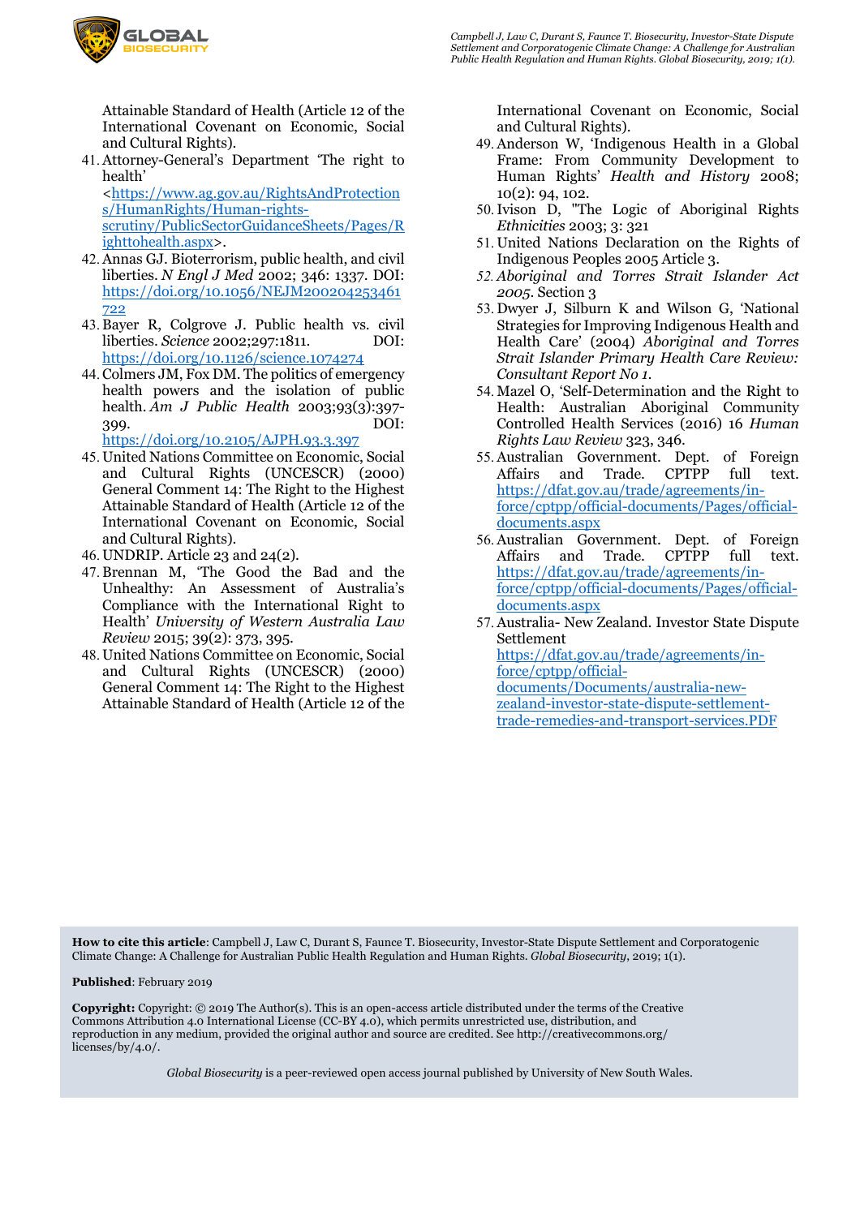Attainable Standard of Health (Article 12 of the International Covenant on Economic, Social and Cultural Rights).

41. Attorney-General's Department 'The right to health' <https://www.ag.gov.au/RightsAndProtections/HumanRights/Human-rights-scrutiny/PublicSectorGuidanceSheets/Pages/Righttohealth.aspx>.
42. Annas GJ. Bioterrorism, public health, and civil liberties. *N Engl J Med* 2002; 346: 1337. DOI: https://doi.org/10.1056/NEJM200204253461722
43. Bayer R, Colgrove J. Public health vs. civil liberties. *Science* 2002;297:1811. DOI: https://doi.org/10.1126/science.1074274
44. Colmers JM, Fox DM. The politics of emergency health powers and the isolation of public health. *Am J Public Health* 2003;93(3):397-399. DOI: https://doi.org/10.2105/AJPH.93.3.397
45. United Nations Committee on Economic, Social and Cultural Rights (UNCESCR) (2000) General Comment 14: The Right to the Highest Attainable Standard of Health (Article 12 of the International Covenant on Economic, Social and Cultural Rights).
46. UNDRIP. Article 23 and 24(2).
47. Brennan M, 'The Good the Bad and the Unhealthy: An Assessment of Australia's Compliance with the International Right to Health' *University of Western Australia Law Review* 2015; 39(2): 373, 395.
48. United Nations Committee on Economic, Social and Cultural Rights (UNCESCR) (2000) General Comment 14: The Right to the Highest Attainable Standard of Health (Article 12 of the International Covenant on Economic, Social and Cultural Rights).
49. Anderson W, 'Indigenous Health in a Global Frame: From Community Development to Human Rights' *Health and History* 2008; 10(2): 94, 102.
50. Ivison D, "The Logic of Aboriginal Rights *Ethnicities* 2003; 3: 321
51. United Nations Declaration on the Rights of Indigenous Peoples 2005 Article 3.
52. *Aboriginal and Torres Strait Islander Act 2005.* Section 3
53. Dwyer J, Silburn K and Wilson G, 'National Strategies for Improving Indigenous Health and Health Care' (2004) *Aboriginal and Torres Strait Islander Primary Health Care Review: Consultant Report No 1.*
54. Mazel O, 'Self-Determination and the Right to Health: Australian Aboriginal Community Controlled Health Services (2016) 16 *Human Rights Law Review* 323, 346.
55. Australian Government. Dept. of Foreign Affairs and Trade. CPTPP full text. https://dfat.gov.au/trade/agreements/in-force/cptpp/official-documents/Pages/official-documents.aspx
56. Australian Government. Dept. of Foreign Affairs and Trade. CPTPP full text. https://dfat.gov.au/trade/agreements/in-force/cptpp/official-documents/Pages/official-documents.aspx
57. Australia- New Zealand. Investor State Dispute Settlement https://dfat.gov.au/trade/agreements/in-force/cptpp/official-documents/Documents/australia-new-zealand-investor-state-dispute-settlement-trade-remedies-and-transport-services.PDF

**How to cite this article**: Campbell J, Law C, Durant S, Faunce T. Biosecurity, Investor-State Dispute Settlement and Corporatogenic Climate Change: A Challenge for Australian Public Health Regulation and Human Rights. *Global Biosecurity*, 2019; 1(1).

**Published**: February 2019

**Copyright:** Copyright: © 2019 The Author(s). This is an open-access article distributed under the terms of the Creative Commons Attribution 4.0 International License (CC-BY 4.0), which permits unrestricted use, distribution, and reproduction in any medium, provided the original author and source are credited. See http://creativecommons.org/licenses/by/4.0/.

*Global Biosecurity* is a peer-reviewed open access journal published by University of New South Wales.